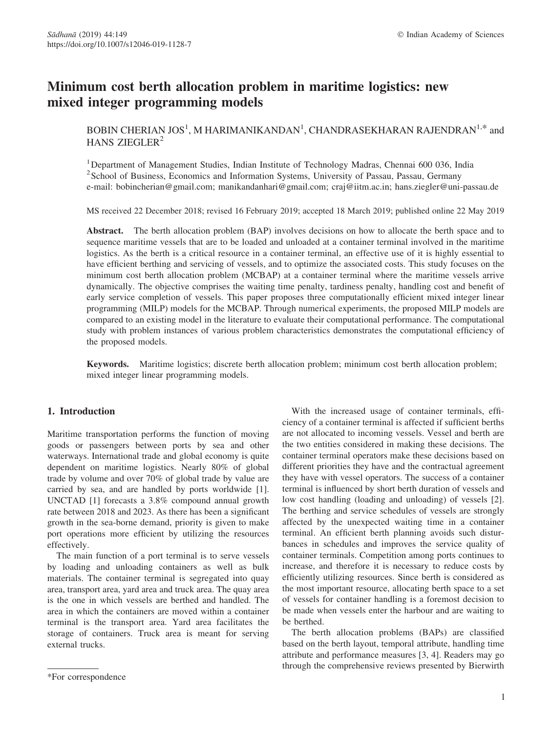# Minimum cost berth allocation problem in maritime logistics: new mixed integer programming models

BOBIN CHERIAN JOS[1], M HARIMANIKANDAN[1], CHANDRASEKHARAN RAJENDRAN[1,*] and HANS ZIEGLER[2]

[1]Department of Management Studies, Indian Institute of Technology Madras, Chennai 600 036, India
[2]School of Business, Economics and Information Systems, University of Passau, Passau, Germany
e-mail: bobincherian@gmail.com; manikandanhari@gmail.com; craj@iitm.ac.in; hans.ziegler@uni-passau.de

MS received 22 December 2018; revised 16 February 2019; accepted 18 March 2019; published online 22 May 2019

**Abstract.** The berth allocation problem (BAP) involves decisions on how to allocate the berth space and to sequence maritime vessels that are to be loaded and unloaded at a container terminal involved in the maritime logistics. As the berth is a critical resource in a container terminal, an effective use of it is highly essential to have efficient berthing and servicing of vessels, and to optimize the associated costs. This study focuses on the minimum cost berth allocation problem (MCBAP) at a container terminal where the maritime vessels arrive dynamically. The objective comprises the waiting time penalty, tardiness penalty, handling cost and benefit of early service completion of vessels. This paper proposes three computationally efficient mixed integer linear programming (MILP) models for the MCBAP. Through numerical experiments, the proposed MILP models are compared to an existing model in the literature to evaluate their computational performance. The computational study with problem instances of various problem characteristics demonstrates the computational efficiency of the proposed models.

**Keywords.** Maritime logistics; discrete berth allocation problem; minimum cost berth allocation problem; mixed integer linear programming models.

## 1. Introduction

Maritime transportation performs the function of moving goods or passengers between ports by sea and other waterways. International trade and global economy is quite dependent on maritime logistics. Nearly 80% of global trade by volume and over 70% of global trade by value are carried by sea, and are handled by ports worldwide [1]. UNCTAD [1] forecasts a 3.8% compound annual growth rate between 2018 and 2023. As there has been a significant growth in the sea-borne demand, priority is given to make port operations more efficient by utilizing the resources effectively.

The main function of a port terminal is to serve vessels by loading and unloading containers as well as bulk materials. The container terminal is segregated into quay area, transport area, yard area and truck area. The quay area is the one in which vessels are berthed and handled. The area in which the containers are moved within a container terminal is the transport area. Yard area facilitates the storage of containers. Truck area is meant for serving external trucks.

With the increased usage of container terminals, efficiency of a container terminal is affected if sufficient berths are not allocated to incoming vessels. Vessel and berth are the two entities considered in making these decisions. The container terminal operators make these decisions based on different priorities they have and the contractual agreement they have with vessel operators. The success of a container terminal is influenced by short berth duration of vessels and low cost handling (loading and unloading) of vessels [2]. The berthing and service schedules of vessels are strongly affected by the unexpected waiting time in a container terminal. An efficient berth planning avoids such disturbances in schedules and improves the service quality of container terminals. Competition among ports continues to increase, and therefore it is necessary to reduce costs by efficiently utilizing resources. Since berth is considered as the most important resource, allocating berth space to a set of vessels for container handling is a foremost decision to be made when vessels enter the harbour and are waiting to be berthed.

The berth allocation problems (BAPs) are classified based on the berth layout, temporal attribute, handling time attribute and performance measures [3, 4]. Readers may go through the comprehensive reviews presented by Bierwirth

*For correspondence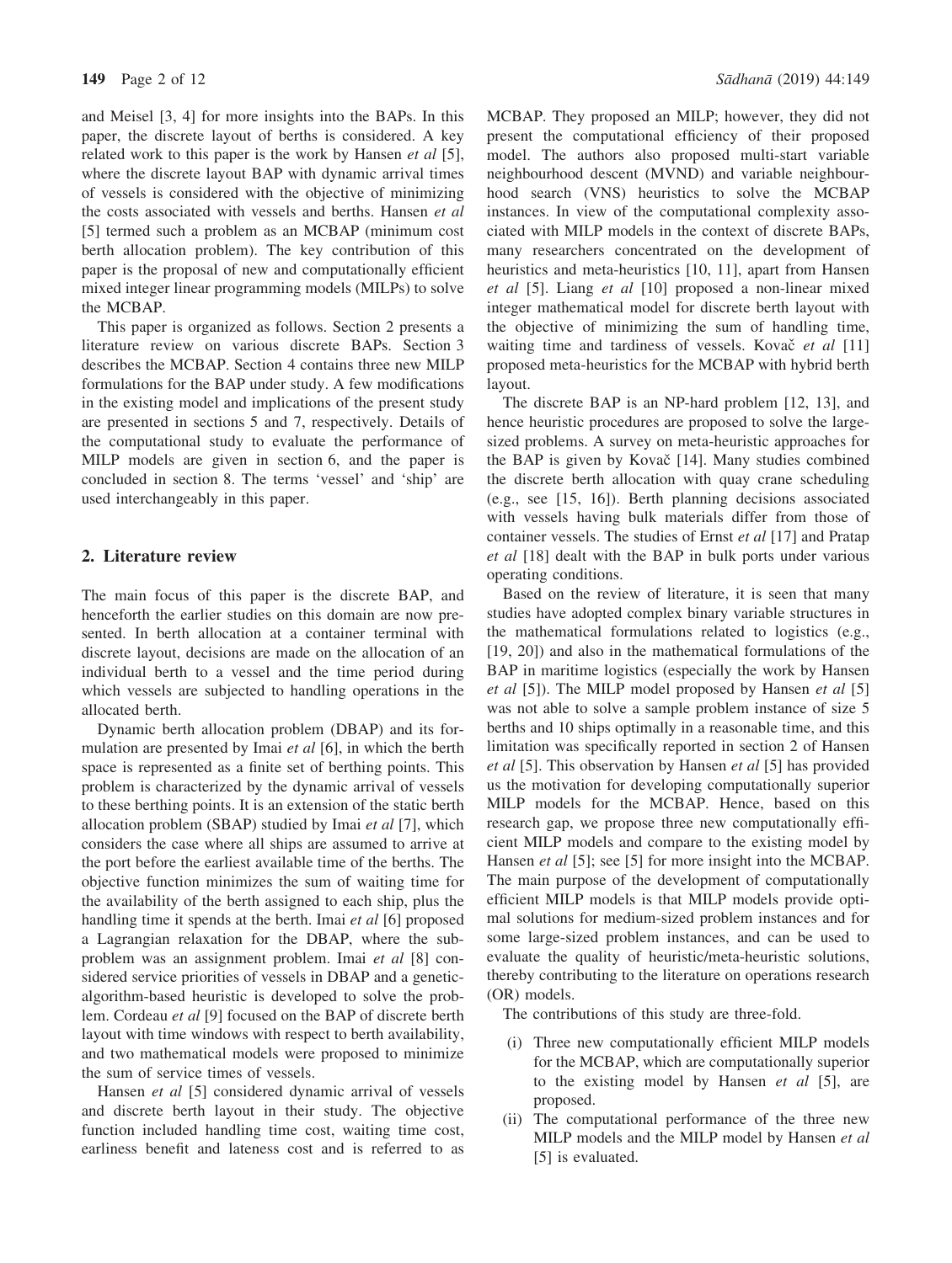and Meisel [3, 4] for more insights into the BAPs. In this paper, the discrete layout of berths is considered. A key related work to this paper is the work by Hansen *et al* [5], where the discrete layout BAP with dynamic arrival times of vessels is considered with the objective of minimizing the costs associated with vessels and berths. Hansen *et al* [5] termed such a problem as an MCBAP (minimum cost berth allocation problem). The key contribution of this paper is the proposal of new and computationally efficient mixed integer linear programming models (MILPs) to solve the MCBAP.

This paper is organized as follows. Section 2 presents a literature review on various discrete BAPs. Section 3 describes the MCBAP. Section 4 contains three new MILP formulations for the BAP under study. A few modifications in the existing model and implications of the present study are presented in sections 5 and 7, respectively. Details of the computational study to evaluate the performance of MILP models are given in section 6, and the paper is concluded in section 8. The terms 'vessel' and 'ship' are used interchangeably in this paper.

## 2. Literature review

The main focus of this paper is the discrete BAP, and henceforth the earlier studies on this domain are now presented. In berth allocation at a container terminal with discrete layout, decisions are made on the allocation of an individual berth to a vessel and the time period during which vessels are subjected to handling operations in the allocated berth.

Dynamic berth allocation problem (DBAP) and its formulation are presented by Imai *et al* [6], in which the berth space is represented as a finite set of berthing points. This problem is characterized by the dynamic arrival of vessels to these berthing points. It is an extension of the static berth allocation problem (SBAP) studied by Imai *et al* [7], which considers the case where all ships are assumed to arrive at the port before the earliest available time of the berths. The objective function minimizes the sum of waiting time for the availability of the berth assigned to each ship, plus the handling time it spends at the berth. Imai *et al* [6] proposed a Lagrangian relaxation for the DBAP, where the subproblem was an assignment problem. Imai *et al* [8] considered service priorities of vessels in DBAP and a genetic-algorithm-based heuristic is developed to solve the problem. Cordeau *et al* [9] focused on the BAP of discrete berth layout with time windows with respect to berth availability, and two mathematical models were proposed to minimize the sum of service times of vessels.

Hansen *et al* [5] considered dynamic arrival of vessels and discrete berth layout in their study. The objective function included handling time cost, waiting time cost, earliness benefit and lateness cost and is referred to as MCBAP. They proposed an MILP; however, they did not present the computational efficiency of their proposed model. The authors also proposed multi-start variable neighbourhood descent (MVND) and variable neighbourhood search (VNS) heuristics to solve the MCBAP instances. In view of the computational complexity associated with MILP models in the context of discrete BAPs, many researchers concentrated on the development of heuristics and meta-heuristics [10, 11], apart from Hansen *et al* [5]. Liang *et al* [10] proposed a non-linear mixed integer mathematical model for discrete berth layout with the objective of minimizing the sum of handling time, waiting time and tardiness of vessels. Kovač *et al* [11] proposed meta-heuristics for the MCBAP with hybrid berth layout.

The discrete BAP is an NP-hard problem [12, 13], and hence heuristic procedures are proposed to solve the large-sized problems. A survey on meta-heuristic approaches for the BAP is given by Kovač [14]. Many studies combined the discrete berth allocation with quay crane scheduling (e.g., see [15, 16]). Berth planning decisions associated with vessels having bulk materials differ from those of container vessels. The studies of Ernst *et al* [17] and Pratap *et al* [18] dealt with the BAP in bulk ports under various operating conditions.

Based on the review of literature, it is seen that many studies have adopted complex binary variable structures in the mathematical formulations related to logistics (e.g., [19, 20]) and also in the mathematical formulations of the BAP in maritime logistics (especially the work by Hansen *et al* [5]). The MILP model proposed by Hansen *et al* [5] was not able to solve a sample problem instance of size 5 berths and 10 ships optimally in a reasonable time, and this limitation was specifically reported in section 2 of Hansen *et al* [5]. This observation by Hansen *et al* [5] has provided us the motivation for developing computationally superior MILP models for the MCBAP. Hence, based on this research gap, we propose three new computationally efficient MILP models and compare to the existing model by Hansen *et al* [5]; see [5] for more insight into the MCBAP. The main purpose of the development of computationally efficient MILP models is that MILP models provide optimal solutions for medium-sized problem instances and for some large-sized problem instances, and can be used to evaluate the quality of heuristic/meta-heuristic solutions, thereby contributing to the literature on operations research (OR) models.

The contributions of this study are three-fold.

- (i) Three new computationally efficient MILP models for the MCBAP, which are computationally superior to the existing model by Hansen *et al* [5], are proposed.
- (ii) The computational performance of the three new MILP models and the MILP model by Hansen *et al* [5] is evaluated.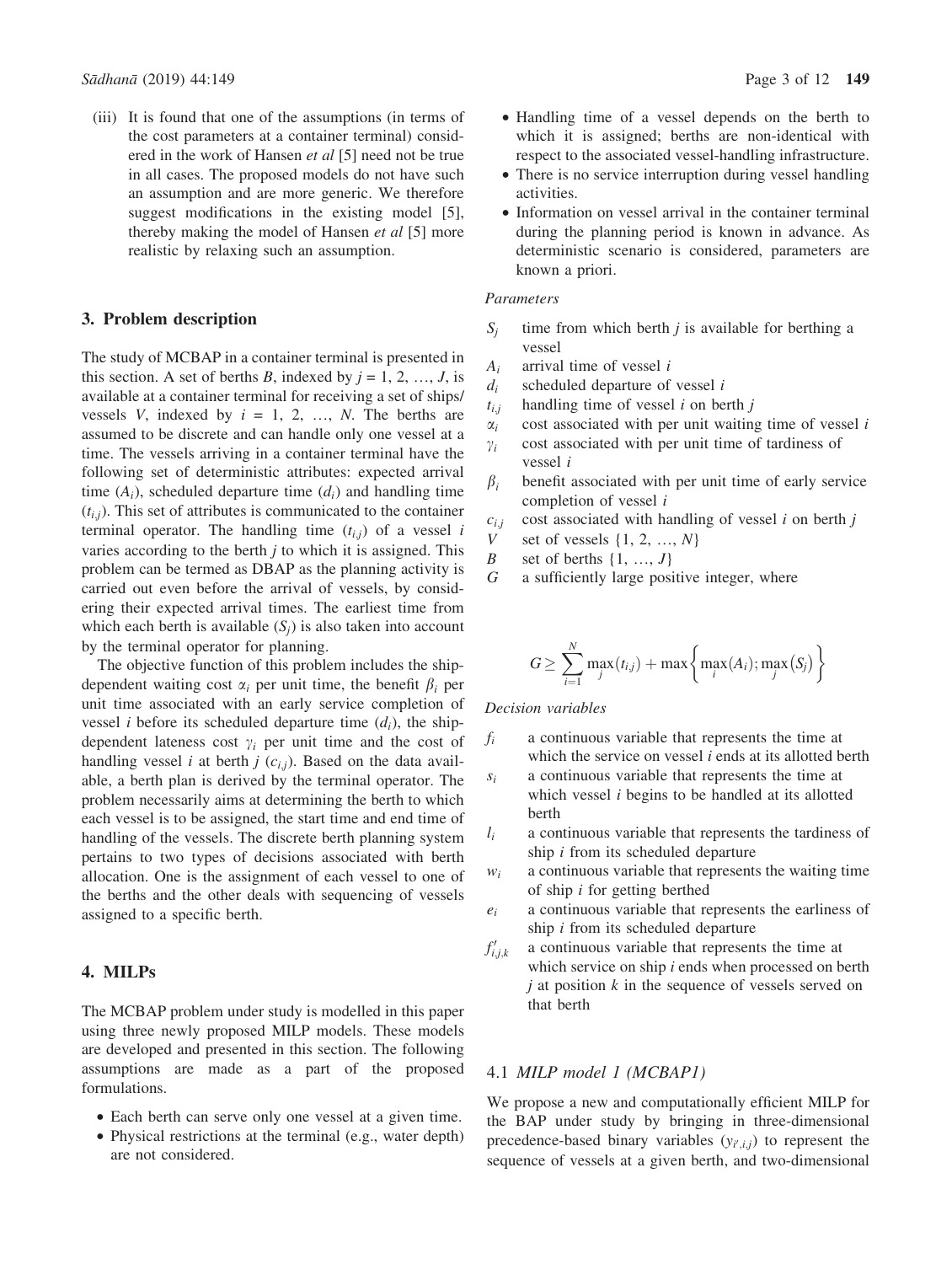(iii) It is found that one of the assumptions (in terms of the cost parameters at a container terminal) considered in the work of Hansen *et al* [5] need not be true in all cases. The proposed models do not have such an assumption and are more generic. We therefore suggest modifications in the existing model [5], thereby making the model of Hansen *et al* [5] more realistic by relaxing such an assumption.

## 3. Problem description

The study of MCBAP in a container terminal is presented in this section. A set of berths $B$, indexed by $j = 1, 2, \ldots, J$, is available at a container terminal for receiving a set of ships/vessels $V$, indexed by $i = 1, 2, \ldots, N$. The berths are assumed to be discrete and can handle only one vessel at a time. The vessels arriving in a container terminal have the following set of deterministic attributes: expected arrival time ($A_i$), scheduled departure time ($d_i$) and handling time ($t_{i,j}$). This set of attributes is communicated to the container terminal operator. The handling time ($t_{i,j}$) of a vessel $i$ varies according to the berth $j$ to which it is assigned. This problem can be termed as DBAP as the planning activity is carried out even before the arrival of vessels, by considering their expected arrival times. The earliest time from which each berth is available ($S_j$) is also taken into account by the terminal operator for planning.

The objective function of this problem includes the ship-dependent waiting cost $\alpha_i$ per unit time, the benefit $\beta_i$ per unit time associated with an early service completion of vessel $i$ before its scheduled departure time ($d_i$), the ship-dependent lateness cost $\gamma_i$ per unit time and the cost of handling vessel $i$ at berth $j$ ($c_{i,j}$). Based on the data available, a berth plan is derived by the terminal operator. The problem necessarily aims at determining the berth to which each vessel is to be assigned, the start time and end time of handling of the vessels. The discrete berth planning system pertains to two types of decisions associated with berth allocation. One is the assignment of each vessel to one of the berths and the other deals with sequencing of vessels assigned to a specific berth.

## 4. MILPs

The MCBAP problem under study is modelled in this paper using three newly proposed MILP models. These models are developed and presented in this section. The following assumptions are made as a part of the proposed formulations.

- Each berth can serve only one vessel at a given time.
- Physical restrictions at the terminal (e.g., water depth) are not considered.
- Handling time of a vessel depends on the berth to which it is assigned; berths are non-identical with respect to the associated vessel-handling infrastructure.
- There is no service interruption during vessel handling activities.
- Information on vessel arrival in the container terminal during the planning period is known in advance. As deterministic scenario is considered, parameters are known a priori.

*Parameters*

- $S_j$ time from which berth $j$ is available for berthing a vessel
- $A_i$ arrival time of vessel $i$
- $d_i$ scheduled departure of vessel $i$
- $t_{i,j}$ handling time of vessel $i$ on berth $j$
- $\alpha_i$ cost associated with per unit waiting time of vessel $i$
- $\gamma_i$ cost associated with per unit time of tardiness of vessel $i$
- $\beta_i$ benefit associated with per unit time of early service completion of vessel $i$
- $c_{i,j}$ cost associated with handling of vessel $i$ on berth $j$
- $V$ set of vessels $\{1, 2, \ldots, N\}$
- $B$ set of berths $\{1, \ldots, J\}$
- $G$ a sufficiently large positive integer, where

$$G \geq \sum_{i=1}^{N} \max_j (t_{i,j}) + \max\left\{ \max_i (A_i); \max_j (S_j) \right\}$$

*Decision variables*

- $f_i$ a continuous variable that represents the time at which the service on vessel $i$ ends at its allotted berth
- $s_i$ a continuous variable that represents the time at which vessel $i$ begins to be handled at its allotted berth
- $l_i$ a continuous variable that represents the tardiness of ship $i$ from its scheduled departure
- $w_i$ a continuous variable that represents the waiting time of ship $i$ for getting berthed
- $e_i$ a continuous variable that represents the earliness of ship $i$ from its scheduled departure
- $f'_{i,j,k}$ a continuous variable that represents the time at which service on ship $i$ ends when processed on berth $j$ at position $k$ in the sequence of vessels served on that berth

### 4.1 *MILP model 1 (MCBAP1)*

We propose a new and computationally efficient MILP for the BAP under study by bringing in three-dimensional precedence-based binary variables ($y_{i',i,j}$) to represent the sequence of vessels at a given berth, and two-dimensional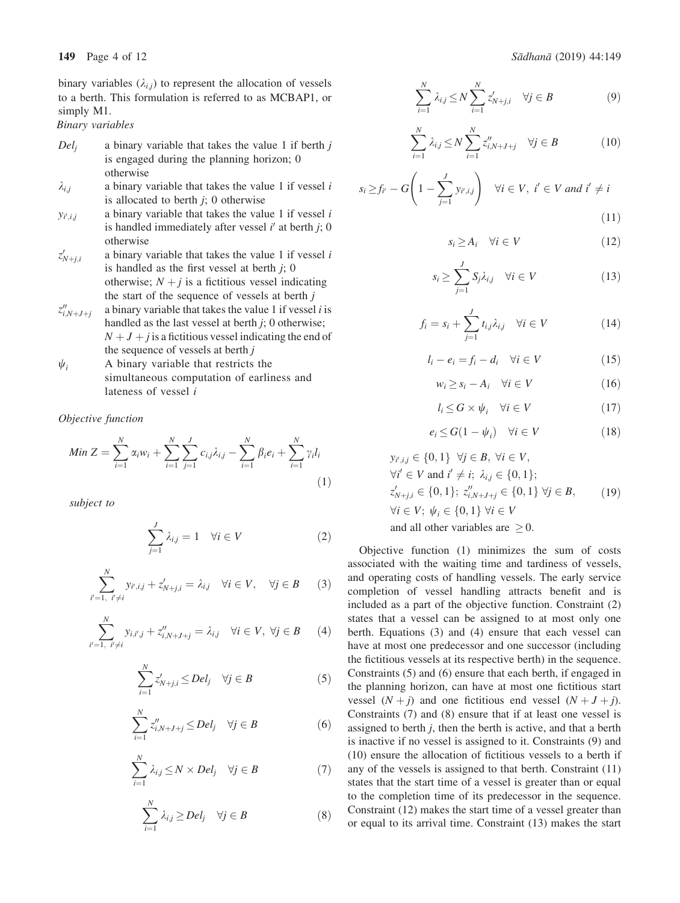binary variables ($\lambda_{i,j}$) to represent the allocation of vessels to a berth. This formulation is referred to as MCBAP1, or simply M1.

*Binary variables*

- $Del_j$ — a binary variable that takes the value 1 if berth $j$ is engaged during the planning horizon; 0 otherwise
- $\lambda_{i,j}$ — a binary variable that takes the value 1 if vessel $i$ is allocated to berth $j$; 0 otherwise
- $y_{i',i,j}$ — a binary variable that takes the value 1 if vessel $i$ is handled immediately after vessel $i'$ at berth $j$; 0 otherwise
- $z'_{N+j,i}$ — a binary variable that takes the value 1 if vessel $i$ is handled as the first vessel at berth $j$; 0 otherwise; $N+j$ is a fictitious vessel indicating the start of the sequence of vessels at berth $j$
- $z''_{i,N+J+j}$ — a binary variable that takes the value 1 if vessel $i$ is handled as the last vessel at berth $j$; 0 otherwise; $N+J+j$ is a fictitious vessel indicating the end of the sequence of vessels at berth $j$
- $\psi_i$ — A binary variable that restricts the simultaneous computation of earliness and lateness of vessel $i$

*Objective function*

$$Min\ Z = \sum_{i=1}^{N} \alpha_i w_i + \sum_{i=1}^{N}\sum_{j=1}^{J} c_{i,j}\lambda_{i,j} - \sum_{i=1}^{N} \beta_i e_i + \sum_{i=1}^{N} \gamma_i l_i \tag{1}$$

*subject to*

$$\sum_{j=1}^{J} \lambda_{i,j} = 1 \quad \forall i \in V \tag{2}$$

$$\sum_{i'=1,\ i' \neq i}^{N} y_{i',i,j} + z'_{N+j,i} = \lambda_{i,j} \quad \forall i \in V, \quad \forall j \in B \tag{3}$$

$$\sum_{i'=1,\ i' \neq i}^{N} y_{i,i',j} + z''_{i,N+J+j} = \lambda_{i,j} \quad \forall i \in V,\ \forall j \in B \tag{4}$$

$$\sum_{i=1}^{N} z'_{N+j,i} \leq Del_j \quad \forall j \in B \tag{5}$$

$$\sum_{i=1}^{N} z''_{i,N+J+j} \leq Del_j \quad \forall j \in B \tag{6}$$

$$\sum_{i=1}^{N} \lambda_{i,j} \leq N \times Del_j \quad \forall j \in B \tag{7}$$

$$\sum_{i=1}^{N} \lambda_{i,j} \geq Del_j \quad \forall j \in B \tag{8}$$

$$\sum_{i=1}^{N} \lambda_{i,j} \leq N \sum_{i=1}^{N} z'_{N+j,i} \quad \forall j \in B \tag{9}$$

$$\sum_{i=1}^{N} \lambda_{i,j} \leq N \sum_{i=1}^{N} z''_{i,N+J+j} \quad \forall j \in B \tag{10}$$

$$s_i \geq f_{i'} - G\left(1 - \sum_{j=1}^{J} y_{i',i,j}\right) \quad \forall i \in V,\ i' \in V \text{ and } i' \neq i \tag{11}$$

$$s_i \geq A_i \quad \forall i \in V \tag{12}$$

$$s_i \geq \sum_{j=1}^{J} S_j \lambda_{i,j} \quad \forall i \in V \tag{13}$$

$$f_i = s_i + \sum_{j=1}^{J} t_{i,j}\lambda_{i,j} \quad \forall i \in V \tag{14}$$

$$l_i - e_i = f_i - d_i \quad \forall i \in V \tag{15}$$

$$w_i \geq s_i - A_i \quad \forall i \in V \tag{16}$$

$$l_i \leq G \times \psi_i \quad \forall i \in V \tag{17}$$

$$e_i \leq G(1 - \psi_i) \quad \forall i \in V \tag{18}$$

$$\begin{aligned} & y_{i',i,j} \in \{0,1\}\ \ \forall j \in B,\ \forall i \in V, \\ & \forall i' \in V \text{ and } i' \neq i;\ \lambda_{i,j} \in \{0,1\}; \\ & z'_{N+j,i} \in \{0,1\};\ z''_{i,N+J+j} \in \{0,1\}\ \forall j \in B, \\ & \forall i \in V;\ \psi_i \in \{0,1\}\ \forall i \in V \\ & \text{and all other variables are } \geq 0. \end{aligned} \tag{19}$$

Objective function (1) minimizes the sum of costs associated with the waiting time and tardiness of vessels, and operating costs of handling vessels. The early service completion of vessel handling attracts benefit and is included as a part of the objective function. Constraint (2) states that a vessel can be assigned to at most only one berth. Equations (3) and (4) ensure that each vessel can have at most one predecessor and one successor (including the fictitious vessels at its respective berth) in the sequence. Constraints (5) and (6) ensure that each berth, if engaged in the planning horizon, can have at most one fictitious start vessel $(N+j)$ and one fictitious end vessel $(N+J+j)$. Constraints (7) and (8) ensure that if at least one vessel is assigned to berth $j$, then the berth is active, and that a berth is inactive if no vessel is assigned to it. Constraints (9) and (10) ensure the allocation of fictitious vessels to a berth if any of the vessels is assigned to that berth. Constraint (11) states that the start time of a vessel is greater than or equal to the completion time of its predecessor in the sequence. Constraint (12) makes the start time of a vessel greater than or equal to its arrival time. Constraint (13) makes the start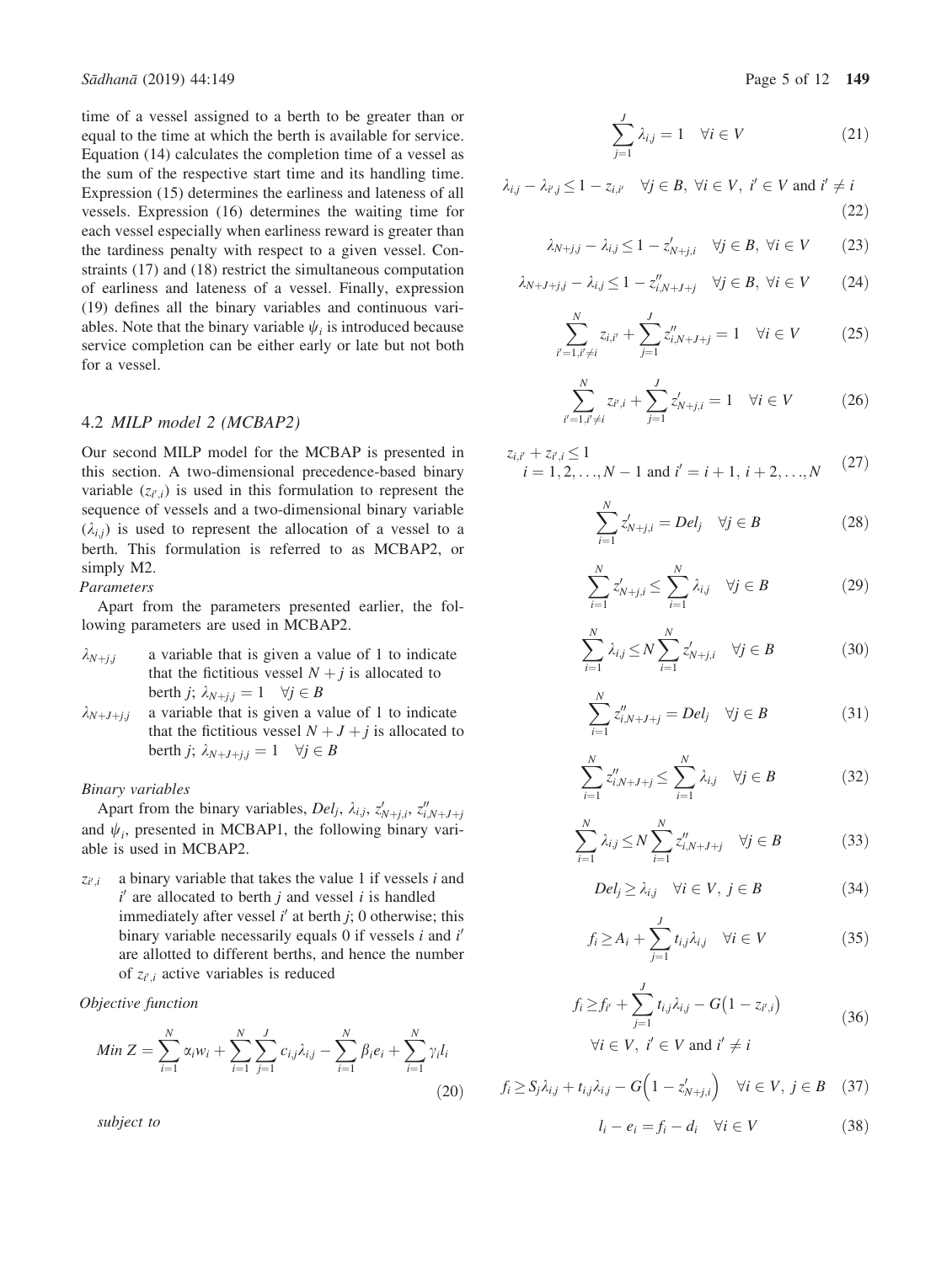time of a vessel assigned to a berth to be greater than or equal to the time at which the berth is available for service. Equation (14) calculates the completion time of a vessel as the sum of the respective start time and its handling time. Expression (15) determines the earliness and lateness of all vessels. Expression (16) determines the waiting time for each vessel especially when earliness reward is greater than the tardiness penalty with respect to a given vessel. Constraints (17) and (18) restrict the simultaneous computation of earliness and lateness of a vessel. Finally, expression (19) defines all the binary variables and continuous variables. Note that the binary variable $\psi_i$ is introduced because service completion can be either early or late but not both for a vessel.

### 4.2 *MILP model 2 (MCBAP2)*

Our second MILP model for the MCBAP is presented in this section. A two-dimensional precedence-based binary variable $(z_{i',i})$ is used in this formulation to represent the sequence of vessels and a two-dimensional binary variable $(\lambda_{i,j})$ is used to represent the allocation of a vessel to a berth. This formulation is referred to as MCBAP2, or simply M2.

*Parameters*

Apart from the parameters presented earlier, the following parameters are used in MCBAP2.

- $\lambda_{N+j,j}$ — a variable that is given a value of 1 to indicate that the fictitious vessel $N+j$ is allocated to berth $j$; $\lambda_{N+j,j} = 1 \quad \forall j \in B$
- $\lambda_{N+J+j,j}$ — a variable that is given a value of 1 to indicate that the fictitious vessel $N+J+j$ is allocated to berth $j$; $\lambda_{N+J+j,j} = 1 \quad \forall j \in B$

*Binary variables*

Apart from the binary variables, $Del_j$, $\lambda_{i,j}$, $z'_{N+j,i}$, $z''_{i,N+J+j}$ and $\psi_i$, presented in MCBAP1, the following binary variable is used in MCBAP2.

- $z_{i',i}$ — a binary variable that takes the value 1 if vessels $i$ and $i'$ are allocated to berth $j$ and vessel $i$ is handled immediately after vessel $i'$ at berth $j$; 0 otherwise; this binary variable necessarily equals 0 if vessels $i$ and $i'$ are allotted to different berths, and hence the number of $z_{i',i}$ active variables is reduced

*Objective function*

$$Min\ Z = \sum_{i=1}^{N} \alpha_i w_i + \sum_{i=1}^{N}\sum_{j=1}^{J} c_{i,j}\lambda_{i,j} - \sum_{i=1}^{N} \beta_i e_i + \sum_{i=1}^{N} \gamma_i l_i \tag{20}$$

*subject to*

$$\sum_{j=1}^{J} \lambda_{i,j} = 1 \quad \forall i \in V \tag{21}$$

$$\lambda_{i,j} - \lambda_{i',j} \le 1 - z_{i,i'} \quad \forall j \in B,\ \forall i \in V,\ i' \in V \text{ and } i' \ne i \tag{22}$$

$$\lambda_{N+j,j} - \lambda_{i,j} \le 1 - z'_{N+j,i} \quad \forall j \in B,\ \forall i \in V \tag{23}$$

$$\lambda_{N+J+j,j} - \lambda_{i,j} \le 1 - z''_{i,N+J+j} \quad \forall j \in B,\ \forall i \in V \tag{24}$$

$$\sum_{i'=1, i'\ne i}^{N} z_{i,i'} + \sum_{j=1}^{J} z''_{i,N+J+j} = 1 \quad \forall i \in V \tag{25}$$

$$\sum_{i'=1, i'\ne i}^{N} z_{i',i} + \sum_{j=1}^{J} z'_{N+j,i} = 1 \quad \forall i \in V \tag{26}$$

$$z_{i,i'} + z_{i',i} \le 1 \quad i = 1,2,\ldots,N-1 \text{ and } i' = i+1, i+2, \ldots, N \tag{27}$$

$$\sum_{i=1}^{N} z'_{N+j,i} = Del_j \quad \forall j \in B \tag{28}$$

$$\sum_{i=1}^{N} z'_{N+j,i} \le \sum_{i=1}^{N} \lambda_{i,j} \quad \forall j \in B \tag{29}$$

$$\sum_{i=1}^{N} \lambda_{i,j} \le N \sum_{i=1}^{N} z'_{N+j,i} \quad \forall j \in B \tag{30}$$

$$\sum_{i=1}^{N} z''_{i,N+J+j} = Del_j \quad \forall j \in B \tag{31}$$

$$\sum_{i=1}^{N} z''_{i,N+J+j} \le \sum_{i=1}^{N} \lambda_{i,j} \quad \forall j \in B \tag{32}$$

$$\sum_{i=1}^{N} \lambda_{i,j} \le N \sum_{i=1}^{N} z''_{i,N+J+j} \quad \forall j \in B \tag{33}$$

$$Del_j \ge \lambda_{i,j} \quad \forall i \in V,\ j \in B \tag{34}$$

$$f_i \ge A_i + \sum_{j=1}^{J} t_{i,j}\lambda_{i,j} \quad \forall i \in V \tag{35}$$

$$f_i \ge f_{i'} + \sum_{j=1}^{J} t_{i,j}\lambda_{i,j} - G\left(1 - z_{i',i}\right) \quad \forall i \in V,\ i' \in V \text{ and } i' \ne i \tag{36}$$

$$f_i \ge S_j\lambda_{i,j} + t_{i,j}\lambda_{i,j} - G\left(1 - z'_{N+j,i}\right) \quad \forall i \in V,\ j \in B \tag{37}$$

$$l_i - e_i = f_i - d_i \quad \forall i \in V \tag{38}$$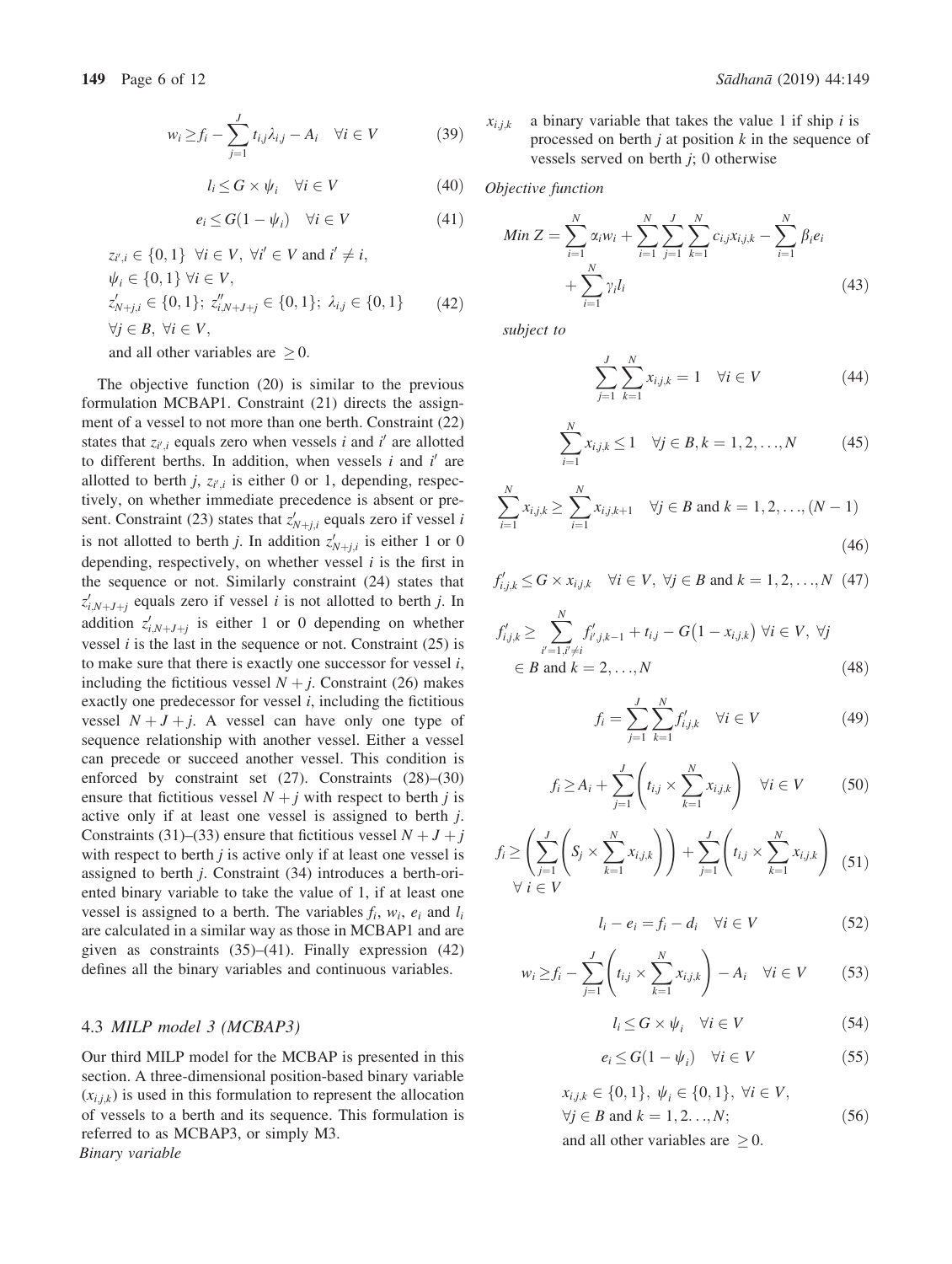$$w_i \geq f_i - \sum_{j=1}^{J} t_{i,j}\lambda_{i,j} - A_i \quad \forall i \in V \tag{39}$$

$$l_i \leq G \times \psi_i \quad \forall i \in V \tag{40}$$

$$e_i \leq G(1 - \psi_i) \quad \forall i \in V \tag{41}$$

$$\begin{aligned}
&z_{i',i} \in \{0,1\} \;\; \forall i \in V,\; \forall i' \in V \text{ and } i' \neq i,\\
&\psi_i \in \{0,1\} \; \forall i \in V,\\
&z'_{N+j,i} \in \{0,1\};\; z''_{i,N+J+j} \in \{0,1\};\; \lambda_{i,j} \in \{0,1\}\\
&\forall j \in B,\; \forall i \in V,\\
&\text{and all other variables are } \geq 0.
\end{aligned} \tag{42}$$

The objective function (20) is similar to the previous formulation MCBAP1. Constraint (21) directs the assignment of a vessel to not more than one berth. Constraint (22) states that $z_{i',i}$ equals zero when vessels $i$ and $i'$ are allotted to different berths. In addition, when vessels $i$ and $i'$ are allotted to berth $j$, $z_{i',i}$ is either 0 or 1, depending, respectively, on whether immediate precedence is absent or present. Constraint (23) states that $z'_{N+j,i}$ equals zero if vessel $i$ is not allotted to berth $j$. In addition $z'_{N+j,i}$ is either 1 or 0 depending, respectively, on whether vessel $i$ is the first in the sequence or not. Similarly constraint (24) states that $z'_{i,N+J+j}$ equals zero if vessel $i$ is not allotted to berth $j$. In addition $z'_{i,N+J+j}$ is either 1 or 0 depending on whether vessel $i$ is the last in the sequence or not. Constraint (25) is to make sure that there is exactly one successor for vessel $i$, including the fictitious vessel $N + j$. Constraint (26) makes exactly one predecessor for vessel $i$, including the fictitious vessel $N + J + j$. A vessel can have only one type of sequence relationship with another vessel. Either a vessel can precede or succeed another vessel. This condition is enforced by constraint set (27). Constraints (28)–(30) ensure that fictitious vessel $N + j$ with respect to berth $j$ is active only if at least one vessel is assigned to berth $j$. Constraints (31)–(33) ensure that fictitious vessel $N + J + j$ with respect to berth $j$ is active only if at least one vessel is assigned to berth $j$. Constraint (34) introduces a berth-oriented binary variable to take the value of 1, if at least one vessel is assigned to a berth. The variables $f_i$, $w_i$, $e_i$ and $l_i$ are calculated in a similar way as those in MCBAP1 and are given as constraints (35)–(41). Finally expression (42) defines all the binary variables and continuous variables.

### 4.3 *MILP model 3 (MCBAP3)*

Our third MILP model for the MCBAP is presented in this section. A three-dimensional position-based binary variable ($x_{i,j,k}$) is used in this formulation to represent the allocation of vessels to a berth and its sequence. This formulation is referred to as MCBAP3, or simply M3.

*Binary variable*

$x_{i,j,k}$ a binary variable that takes the value 1 if ship $i$ is processed on berth $j$ at position $k$ in the sequence of vessels served on berth $j$; 0 otherwise

*Objective function*

$$Min\ Z = \sum_{i=1}^{N} \alpha_i w_i + \sum_{i=1}^{N}\sum_{j=1}^{J}\sum_{k=1}^{N} c_{i,j}x_{i,j,k} - \sum_{i=1}^{N} \beta_i e_i + \sum_{i=1}^{N} \gamma_i l_i \tag{43}$$

*subject to*

$$\sum_{j=1}^{J}\sum_{k=1}^{N} x_{i,j,k} = 1 \quad \forall i \in V \tag{44}$$

$$\sum_{i=1}^{N} x_{i,j,k} \leq 1 \quad \forall j \in B, k = 1,2,\ldots,N \tag{45}$$

$$\sum_{i=1}^{N} x_{i,j,k} \geq \sum_{i=1}^{N} x_{i,j,k+1} \quad \forall j \in B \text{ and } k = 1,2,\ldots,(N-1) \tag{46}$$

$$f'_{i,j,k} \leq G \times x_{i,j,k} \quad \forall i \in V,\ \forall j \in B \text{ and } k = 1,2,\ldots,N \tag{47}$$

$$f'_{i,j,k} \geq \sum_{i'=1, i'\neq i}^{N} f'_{i',j,k-1} + t_{i,j} - G\left(1 - x_{i,j,k}\right) \; \forall i \in V,\ \forall j \in B \text{ and } k = 2,\ldots,N \tag{48}$$

$$f_i = \sum_{j=1}^{J}\sum_{k=1}^{N} f'_{i,j,k} \quad \forall i \in V \tag{49}$$

$$f_i \geq A_i + \sum_{j=1}^{J}\left(t_{i,j} \times \sum_{k=1}^{N} x_{i,j,k}\right) \quad \forall i \in V \tag{50}$$

$$f_i \geq \left(\sum_{j=1}^{J}\left(S_j \times \sum_{k=1}^{N} x_{i,j,k}\right)\right) + \sum_{j=1}^{J}\left(t_{i,j} \times \sum_{k=1}^{N} x_{i,j,k}\right) \quad \forall\, i \in V \tag{51}$$

$$l_i - e_i = f_i - d_i \quad \forall i \in V \tag{52}$$

$$w_i \geq f_i - \sum_{j=1}^{J}\left(t_{i,j} \times \sum_{k=1}^{N} x_{i,j,k}\right) - A_i \quad \forall i \in V \tag{53}$$

$$l_i \leq G \times \psi_i \quad \forall i \in V \tag{54}$$

$$e_i \leq G(1 - \psi_i) \quad \forall i \in V \tag{55}$$

$$\begin{aligned}
&x_{i,j,k} \in \{0,1\},\; \psi_i \in \{0,1\},\; \forall i \in V,\\
&\forall j \in B \text{ and } k = 1,2\ldots,N;\\
&\text{and all other variables are } \geq 0.
\end{aligned} \tag{56}$$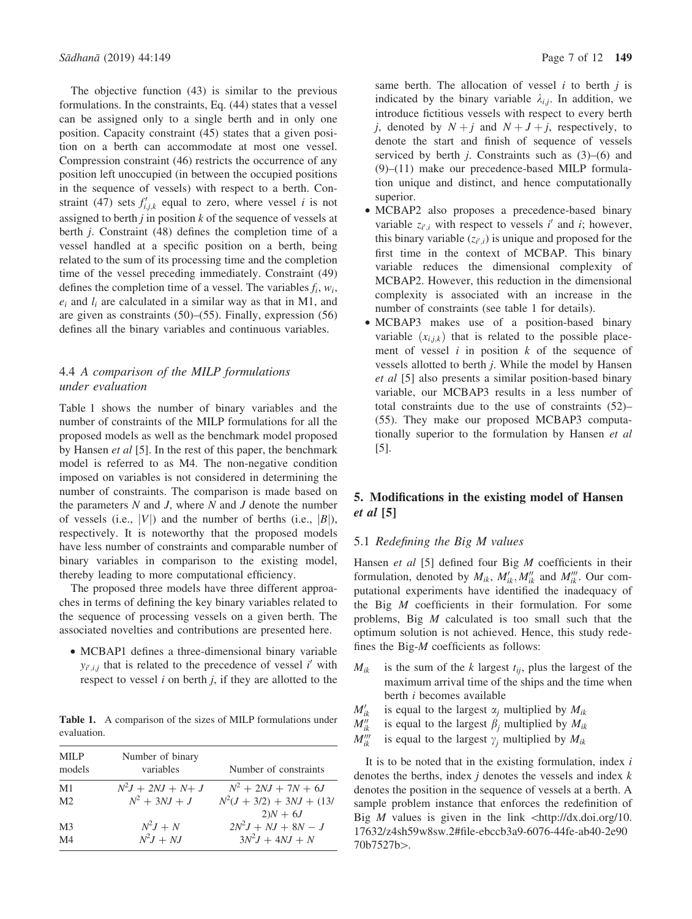The objective function (43) is similar to the previous formulations. In the constraints, Eq. (44) states that a vessel can be assigned only to a single berth and in only one position. Capacity constraint (45) states that a given position on a berth can accommodate at most one vessel. Compression constraint (46) restricts the occurrence of any position left unoccupied (in between the occupied positions in the sequence of vessels) with respect to a berth. Constraint (47) sets $f'_{i,j,k}$ equal to zero, where vessel $i$ is not assigned to berth $j$ in position $k$ of the sequence of vessels at berth $j$. Constraint (48) defines the completion time of a vessel handled at a specific position on a berth, being related to the sum of its processing time and the completion time of the vessel preceding immediately. Constraint (49) defines the completion time of a vessel. The variables $f_i$, $w_i$, $e_i$ and $l_i$ are calculated in a similar way as that in M1, and are given as constraints (50)–(55). Finally, expression (56) defines all the binary variables and continuous variables.

### 4.4 *A comparison of the MILP formulations under evaluation*

Table 1 shows the number of binary variables and the number of constraints of the MILP formulations for all the proposed models as well as the benchmark model proposed by Hansen *et al* [5]. In the rest of this paper, the benchmark model is referred to as M4. The non-negative condition imposed on variables is not considered in determining the number of constraints. The comparison is made based on the parameters $N$ and $J$, where $N$ and $J$ denote the number of vessels (i.e., $|V|$) and the number of berths (i.e., $|B|$), respectively. It is noteworthy that the proposed models have less number of constraints and comparable number of binary variables in comparison to the existing model, thereby leading to more computational efficiency.

The proposed three models have three different approaches in terms of defining the key binary variables related to the sequence of processing vessels on a given berth. The associated novelties and contributions are presented here.

- MCBAP1 defines a three-dimensional binary variable $y_{i',i,j}$ that is related to the precedence of vessel $i'$ with respect to vessel $i$ on berth $j$, if they are allotted to the same berth. The allocation of vessel $i$ to berth $j$ is indicated by the binary variable $\lambda_{i,j}$. In addition, we introduce fictitious vessels with respect to every berth $j$, denoted by $N+j$ and $N+J+j$, respectively, to denote the start and finish of sequence of vessels serviced by berth $j$. Constraints such as (3)–(6) and (9)–(11) make our precedence-based MILP formulation unique and distinct, and hence computationally superior.
- MCBAP2 also proposes a precedence-based binary variable $z_{i',i}$ with respect to vessels $i'$ and $i$; however, this binary variable $(z_{i',i})$ is unique and proposed for the first time in the context of MCBAP. This binary variable reduces the dimensional complexity of MCBAP2. However, this reduction in the dimensional complexity is associated with an increase in the number of constraints (see table 1 for details).
- MCBAP3 makes use of a position-based binary variable $(x_{i,j,k})$ that is related to the possible placement of vessel $i$ in position $k$ of the sequence of vessels allotted to berth $j$. While the model by Hansen *et al* [5] also presents a similar position-based binary variable, our MCBAP3 results in a less number of total constraints due to the use of constraints (52)–(55). They make our proposed MCBAP3 computationally superior to the formulation by Hansen *et al* [5].

**Table 1.** A comparison of the sizes of MILP formulations under evaluation.

| MILP models | Number of binary variables | Number of constraints |
|---|---|---|
| M1 | $N^2J + 2NJ + N + J$ | $N^2 + 2NJ + 7N + 6J$ |
| M2 | $N^2 + 3NJ + J$ | $N^2(J + 3/2) + 3NJ + (13/2)N + 6J$ |
| M3 | $N^2J + N$ | $2N^2J + NJ + 8N - J$ |
| M4 | $N^2J + NJ$ | $3N^2J + 4NJ + N$ |

## 5. Modifications in the existing model of Hansen *et al* [5]

### 5.1 *Redefining the Big M values*

Hansen *et al* [5] defined four Big $M$ coefficients in their formulation, denoted by $M_{ik}$, $M'_{ik}, M''_{ik}$ and $M'''_{ik}$. Our computational experiments have identified the inadequacy of the Big $M$ coefficients in their formulation. For some problems, Big $M$ calculated is too small such that the optimum solution is not achieved. Hence, this study redefines the Big-$M$ coefficients as follows:

- $M_{ik}$ is the sum of the $k$ largest $t_{ij}$, plus the largest of the maximum arrival time of the ships and the time when berth $i$ becomes available
- $M'_{ik}$ is equal to the largest $\alpha_j$ multiplied by $M_{ik}$
- $M''_{ik}$ is equal to the largest $\beta_j$ multiplied by $M_{ik}$
- $M'''_{ik}$ is equal to the largest $\gamma_j$ multiplied by $M_{ik}$

It is to be noted that in the existing formulation, index $i$ denotes the berths, index $j$ denotes the vessels and index $k$ denotes the position in the sequence of vessels at a berth. A sample problem instance that enforces the redefinition of Big $M$ values is given in the link <http://dx.doi.org/10.17632/z4sh59w8sw.2#file-ebccb3a9-6076-44fe-ab40-2e9070b7527b>.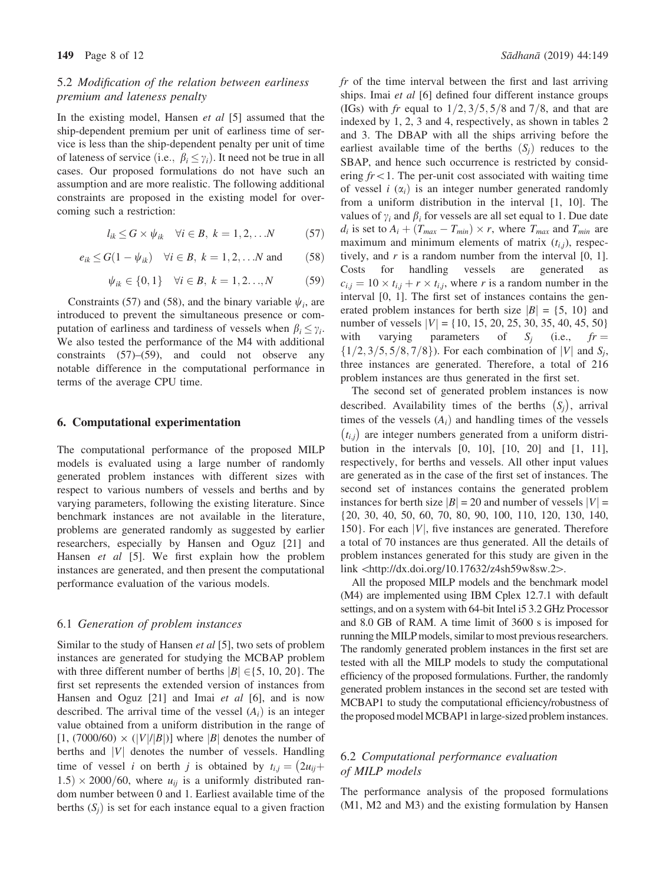### 5.2 Modification of the relation between earliness premium and lateness penalty

In the existing model, Hansen *et al* [5] assumed that the ship-dependent premium per unit of earliness time of service is less than the ship-dependent penalty per unit of time of lateness of service (i.e., $\beta_i \leq \gamma_i$). It need not be true in all cases. Our proposed formulations do not have such an assumption and are more realistic. The following additional constraints are proposed in the existing model for overcoming such a restriction:

$$l_{ik} \leq G \times \psi_{ik} \quad \forall i \in B,\ k = 1, 2, \ldots N \tag{57}$$

$$e_{ik} \leq G(1 - \psi_{ik}) \quad \forall i \in B,\ k = 1, 2, \ldots N \text{ and} \tag{58}$$

$$\psi_{ik} \in \{0, 1\} \quad \forall i \in B,\ k = 1, 2 \ldots, N \tag{59}$$

Constraints (57) and (58), and the binary variable $\psi_i$, are introduced to prevent the simultaneous presence or computation of earliness and tardiness of vessels when $\beta_i \leq \gamma_i$. We also tested the performance of the M4 with additional constraints (57)–(59), and could not observe any notable difference in the computational performance in terms of the average CPU time.

## 6. Computational experimentation

The computational performance of the proposed MILP models is evaluated using a large number of randomly generated problem instances with different sizes with respect to various numbers of vessels and berths and by varying parameters, following the existing literature. Since benchmark instances are not available in the literature, problems are generated randomly as suggested by earlier researchers, especially by Hansen and Oguz [21] and Hansen *et al* [5]. We first explain how the problem instances are generated, and then present the computational performance evaluation of the various models.

### 6.1 Generation of problem instances

Similar to the study of Hansen *et al* [5], two sets of problem instances are generated for studying the MCBAP problem with three different number of berths $|B| \in \{5, 10, 20\}$. The first set represents the extended version of instances from Hansen and Oguz [21] and Imai *et al* [6], and is now described. The arrival time of the vessel $(A_i)$ is an integer value obtained from a uniform distribution in the range of $[1, (7000/60) \times (|V|/|B|)]$ where $|B|$ denotes the number of berths and $|V|$ denotes the number of vessels. Handling time of vessel $i$ on berth $j$ is obtained by $t_{i,j} = (2u_{ij} + 1.5) \times 2000/60$, where $u_{ij}$ is a uniformly distributed random number between 0 and 1. Earliest available time of the berths $(S_j)$ is set for each instance equal to a given fraction $fr$ of the time interval between the first and last arriving ships. Imai *et al* [6] defined four different instance groups (IGs) with $fr$ equal to $1/2, 3/5, 5/8$ and $7/8$, and that are indexed by 1, 2, 3 and 4, respectively, as shown in tables 2 and 3. The DBAP with all the ships arriving before the earliest available time of the berths $(S_j)$ reduces to the SBAP, and hence such occurrence is restricted by considering $fr < 1$. The per-unit cost associated with waiting time of vessel $i$ $(\alpha_i)$ is an integer number generated randomly from a uniform distribution in the interval [1, 10]. The values of $\gamma_i$ and $\beta_i$ for vessels are all set equal to 1. Due date $d_i$ is set to $A_i + (T_{max} - T_{min}) \times r$, where $T_{max}$ and $T_{min}$ are maximum and minimum elements of matrix $(t_{i,j})$, respectively, and $r$ is a random number from the interval [0, 1]. Costs for handling vessels are generated as $c_{i,j} = 10 \times t_{i,j} + r \times t_{i,j}$, where $r$ is a random number in the interval [0, 1]. The first set of instances contains the generated problem instances for berth size $|B|$ = {5, 10} and number of vessels $|V|$ = {10, 15, 20, 25, 30, 35, 40, 45, 50} with varying parameters of $S_j$ (i.e., $fr = \{1/2, 3/5, 5/8, 7/8\}$). For each combination of $|V|$ and $S_j$, three instances are generated. Therefore, a total of 216 problem instances are thus generated in the first set.

The second set of generated problem instances is now described. Availability times of the berths $(S_j)$, arrival times of the vessels $(A_i)$ and handling times of the vessels $(t_{i,j})$ are integer numbers generated from a uniform distribution in the intervals [0, 10], [10, 20] and [1, 11], respectively, for berths and vessels. All other input values are generated as in the case of the first set of instances. The second set of instances contains the generated problem instances for berth size $|B|$ = 20 and number of vessels $|V|$ = {20, 30, 40, 50, 60, 70, 80, 90, 100, 110, 120, 130, 140, 150}. For each $|V|$, five instances are generated. Therefore a total of 70 instances are thus generated. All the details of problem instances generated for this study are given in the link <http://dx.doi.org/10.17632/z4sh59w8sw.2>.

All the proposed MILP models and the benchmark model (M4) are implemented using IBM Cplex 12.7.1 with default settings, and on a system with 64-bit Intel i5 3.2 GHz Processor and 8.0 GB of RAM. A time limit of 3600 s is imposed for running the MILP models, similar to most previous researchers. The randomly generated problem instances in the first set are tested with all the MILP models to study the computational efficiency of the proposed formulations. Further, the randomly generated problem instances in the second set are tested with MCBAP1 to study the computational efficiency/robustness of the proposed model MCBAP1 in large-sized problem instances.

### 6.2 Computational performance evaluation of MILP models

The performance analysis of the proposed formulations (M1, M2 and M3) and the existing formulation by Hansen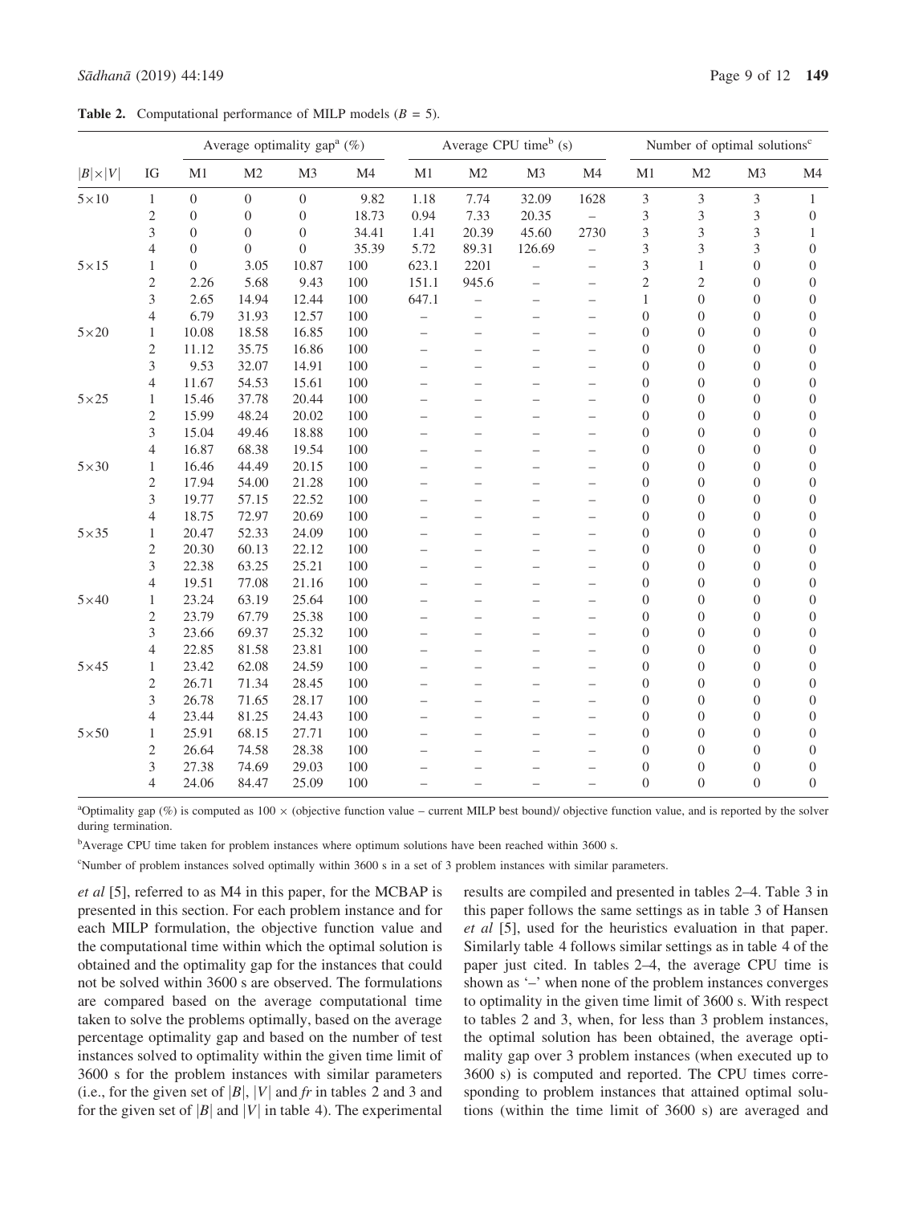**Table 2.** Computational performance of MILP models ($B$ = 5).

| | | Average optimality gap[a] (%) | | | | Average CPU time[b] (s) | | | | Number of optimal solutions[c] | | | |
|---|---|---|---|---|---|---|---|---|---|---|---|---|---|
| $\|B\|\times\|V\|$ | IG | M1 | M2 | M3 | M4 | M1 | M2 | M3 | M4 | M1 | M2 | M3 | M4 |
| 5×10 | 1 | 0 | 0 | 0 | 9.82 | 1.18 | 7.74 | 32.09 | 1628 | 3 | 3 | 3 | 1 |
| | 2 | 0 | 0 | 0 | 18.73 | 0.94 | 7.33 | 20.35 | – | 3 | 3 | 3 | 0 |
| | 3 | 0 | 0 | 0 | 34.41 | 1.41 | 20.39 | 45.60 | 2730 | 3 | 3 | 3 | 1 |
| | 4 | 0 | 0 | 0 | 35.39 | 5.72 | 89.31 | 126.69 | – | 3 | 3 | 3 | 0 |
| 5×15 | 1 | 0 | 3.05 | 10.87 | 100 | 623.1 | 2201 | – | – | 3 | 1 | 0 | 0 |
| | 2 | 2.26 | 5.68 | 9.43 | 100 | 151.1 | 945.6 | – | – | 2 | 2 | 0 | 0 |
| | 3 | 2.65 | 14.94 | 12.44 | 100 | 647.1 | – | – | – | 1 | 0 | 0 | 0 |
| | 4 | 6.79 | 31.93 | 12.57 | 100 | – | – | – | – | 0 | 0 | 0 | 0 |
| 5×20 | 1 | 10.08 | 18.58 | 16.85 | 100 | – | – | – | – | 0 | 0 | 0 | 0 |
| | 2 | 11.12 | 35.75 | 16.86 | 100 | – | – | – | – | 0 | 0 | 0 | 0 |
| | 3 | 9.53 | 32.07 | 14.91 | 100 | – | – | – | – | 0 | 0 | 0 | 0 |
| | 4 | 11.67 | 54.53 | 15.61 | 100 | – | – | – | – | 0 | 0 | 0 | 0 |
| 5×25 | 1 | 15.46 | 37.78 | 20.44 | 100 | – | – | – | – | 0 | 0 | 0 | 0 |
| | 2 | 15.99 | 48.24 | 20.02 | 100 | – | – | – | – | 0 | 0 | 0 | 0 |
| | 3 | 15.04 | 49.46 | 18.88 | 100 | – | – | – | – | 0 | 0 | 0 | 0 |
| | 4 | 16.87 | 68.38 | 19.54 | 100 | – | – | – | – | 0 | 0 | 0 | 0 |
| 5×30 | 1 | 16.46 | 44.49 | 20.15 | 100 | – | – | – | – | 0 | 0 | 0 | 0 |
| | 2 | 17.94 | 54.00 | 21.28 | 100 | – | – | – | – | 0 | 0 | 0 | 0 |
| | 3 | 19.77 | 57.15 | 22.52 | 100 | – | – | – | – | 0 | 0 | 0 | 0 |
| | 4 | 18.75 | 72.97 | 20.69 | 100 | – | – | – | – | 0 | 0 | 0 | 0 |
| 5×35 | 1 | 20.47 | 52.33 | 24.09 | 100 | – | – | – | – | 0 | 0 | 0 | 0 |
| | 2 | 20.30 | 60.13 | 22.12 | 100 | – | – | – | – | 0 | 0 | 0 | 0 |
| | 3 | 22.38 | 63.25 | 25.21 | 100 | – | – | – | – | 0 | 0 | 0 | 0 |
| | 4 | 19.51 | 77.08 | 21.16 | 100 | – | – | – | – | 0 | 0 | 0 | 0 |
| 5×40 | 1 | 23.24 | 63.19 | 25.64 | 100 | – | – | – | – | 0 | 0 | 0 | 0 |
| | 2 | 23.79 | 67.79 | 25.38 | 100 | – | – | – | – | 0 | 0 | 0 | 0 |
| | 3 | 23.66 | 69.37 | 25.32 | 100 | – | – | – | – | 0 | 0 | 0 | 0 |
| | 4 | 22.85 | 81.58 | 23.81 | 100 | – | – | – | – | 0 | 0 | 0 | 0 |
| 5×45 | 1 | 23.42 | 62.08 | 24.59 | 100 | – | – | – | – | 0 | 0 | 0 | 0 |
| | 2 | 26.71 | 71.34 | 28.45 | 100 | – | – | – | – | 0 | 0 | 0 | 0 |
| | 3 | 26.78 | 71.65 | 28.17 | 100 | – | – | – | – | 0 | 0 | 0 | 0 |
| | 4 | 23.44 | 81.25 | 24.43 | 100 | – | – | – | – | 0 | 0 | 0 | 0 |
| 5×50 | 1 | 25.91 | 68.15 | 27.71 | 100 | – | – | – | – | 0 | 0 | 0 | 0 |
| | 2 | 26.64 | 74.58 | 28.38 | 100 | – | – | – | – | 0 | 0 | 0 | 0 |
| | 3 | 27.38 | 74.69 | 29.03 | 100 | – | – | – | – | 0 | 0 | 0 | 0 |
| | 4 | 24.06 | 84.47 | 25.09 | 100 | – | – | – | – | 0 | 0 | 0 | 0 |

[a]Optimality gap (%) is computed as 100 × (objective function value – current MILP best bound)/ objective function value, and is reported by the solver during termination.

[b]Average CPU time taken for problem instances where optimum solutions have been reached within 3600 s.

[c]Number of problem instances solved optimally within 3600 s in a set of 3 problem instances with similar parameters.

*et al* [5], referred to as M4 in this paper, for the MCBAP is presented in this section. For each problem instance and for each MILP formulation, the objective function value and the computational time within which the optimal solution is obtained and the optimality gap for the instances that could not be solved within 3600 s are observed. The formulations are compared based on the average computational time taken to solve the problems optimally, based on the average percentage optimality gap and based on the number of test instances solved to optimality within the given time limit of 3600 s for the problem instances with similar parameters (i.e., for the given set of $|B|$, $|V|$ and $fr$ in tables 2 and 3 and for the given set of $|B|$ and $|V|$ in table 4). The experimental results are compiled and presented in tables 2–4. Table 3 in this paper follows the same settings as in table 3 of Hansen *et al* [5], used for the heuristics evaluation in that paper. Similarly table 4 follows similar settings as in table 4 of the paper just cited. In tables 2–4, the average CPU time is shown as '–' when none of the problem instances converges to optimality in the given time limit of 3600 s. With respect to tables 2 and 3, when, for less than 3 problem instances, the optimal solution has been obtained, the average optimality gap over 3 problem instances (when executed up to 3600 s) is computed and reported. The CPU times corresponding to problem instances that attained optimal solutions (within the time limit of 3600 s) are averaged and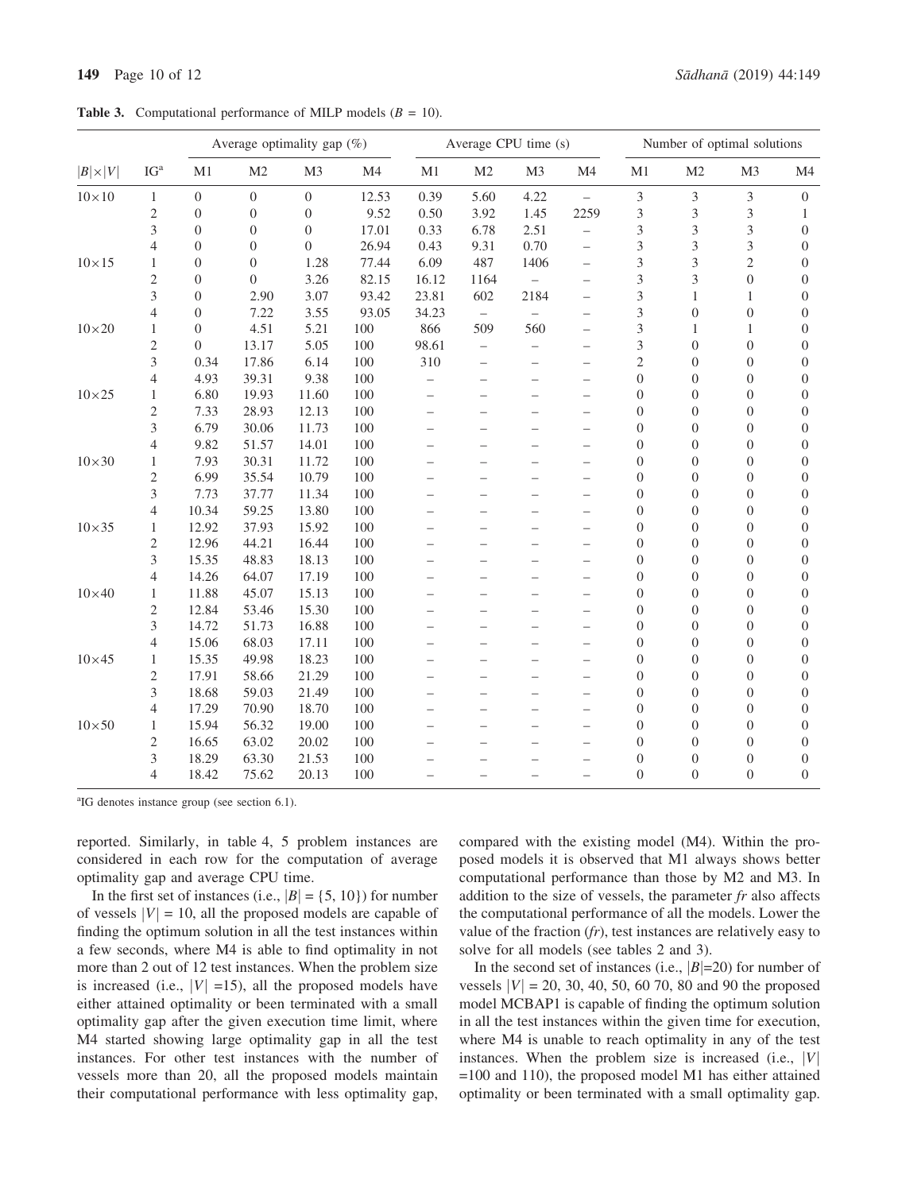**Table 3.** Computational performance of MILP models ($B$ = 10).

| $\|B\|\times\|V\|$ | IG[a] | Average optimality gap (%) | | | | Average CPU time (s) | | | | Number of optimal solutions | | | |
|---|---|---|---|---|---|---|---|---|---|---|---|---|---|
| | | M1 | M2 | M3 | M4 | M1 | M2 | M3 | M4 | M1 | M2 | M3 | M4 |
| 10×10 | 1 | 0 | 0 | 0 | 12.53 | 0.39 | 5.60 | 4.22 | – | 3 | 3 | 3 | 0 |
| | 2 | 0 | 0 | 0 | 9.52 | 0.50 | 3.92 | 1.45 | 2259 | 3 | 3 | 3 | 1 |
| | 3 | 0 | 0 | 0 | 17.01 | 0.33 | 6.78 | 2.51 | – | 3 | 3 | 3 | 0 |
| | 4 | 0 | 0 | 0 | 26.94 | 0.43 | 9.31 | 0.70 | – | 3 | 3 | 3 | 0 |
| 10×15 | 1 | 0 | 0 | 1.28 | 77.44 | 6.09 | 487 | 1406 | – | 3 | 3 | 2 | 0 |
| | 2 | 0 | 0 | 3.26 | 82.15 | 16.12 | 1164 | – | – | 3 | 3 | 0 | 0 |
| | 3 | 0 | 2.90 | 3.07 | 93.42 | 23.81 | 602 | 2184 | – | 3 | 1 | 1 | 0 |
| | 4 | 0 | 7.22 | 3.55 | 93.05 | 34.23 | – | – | – | 3 | 0 | 0 | 0 |
| 10×20 | 1 | 0 | 4.51 | 5.21 | 100 | 866 | 509 | 560 | – | 3 | 1 | 1 | 0 |
| | 2 | 0 | 13.17 | 5.05 | 100 | 98.61 | – | – | – | 3 | 0 | 0 | 0 |
| | 3 | 0.34 | 17.86 | 6.14 | 100 | 310 | – | – | – | 2 | 0 | 0 | 0 |
| | 4 | 4.93 | 39.31 | 9.38 | 100 | – | – | – | – | 0 | 0 | 0 | 0 |
| 10×25 | 1 | 6.80 | 19.93 | 11.60 | 100 | – | – | – | – | 0 | 0 | 0 | 0 |
| | 2 | 7.33 | 28.93 | 12.13 | 100 | – | – | – | – | 0 | 0 | 0 | 0 |
| | 3 | 6.79 | 30.06 | 11.73 | 100 | – | – | – | – | 0 | 0 | 0 | 0 |
| | 4 | 9.82 | 51.57 | 14.01 | 100 | – | – | – | – | 0 | 0 | 0 | 0 |
| 10×30 | 1 | 7.93 | 30.31 | 11.72 | 100 | – | – | – | – | 0 | 0 | 0 | 0 |
| | 2 | 6.99 | 35.54 | 10.79 | 100 | – | – | – | – | 0 | 0 | 0 | 0 |
| | 3 | 7.73 | 37.77 | 11.34 | 100 | – | – | – | – | 0 | 0 | 0 | 0 |
| | 4 | 10.34 | 59.25 | 13.80 | 100 | – | – | – | – | 0 | 0 | 0 | 0 |
| 10×35 | 1 | 12.92 | 37.93 | 15.92 | 100 | – | – | – | – | 0 | 0 | 0 | 0 |
| | 2 | 12.96 | 44.21 | 16.44 | 100 | – | – | – | – | 0 | 0 | 0 | 0 |
| | 3 | 15.35 | 48.83 | 18.13 | 100 | – | – | – | – | 0 | 0 | 0 | 0 |
| | 4 | 14.26 | 64.07 | 17.19 | 100 | – | – | – | – | 0 | 0 | 0 | 0 |
| 10×40 | 1 | 11.88 | 45.07 | 15.13 | 100 | – | – | – | – | 0 | 0 | 0 | 0 |
| | 2 | 12.84 | 53.46 | 15.30 | 100 | – | – | – | – | 0 | 0 | 0 | 0 |
| | 3 | 14.72 | 51.73 | 16.88 | 100 | – | – | – | – | 0 | 0 | 0 | 0 |
| | 4 | 15.06 | 68.03 | 17.11 | 100 | – | – | – | – | 0 | 0 | 0 | 0 |
| 10×45 | 1 | 15.35 | 49.98 | 18.23 | 100 | – | – | – | – | 0 | 0 | 0 | 0 |
| | 2 | 17.91 | 58.66 | 21.29 | 100 | – | – | – | – | 0 | 0 | 0 | 0 |
| | 3 | 18.68 | 59.03 | 21.49 | 100 | – | – | – | – | 0 | 0 | 0 | 0 |
| | 4 | 17.29 | 70.90 | 18.70 | 100 | – | – | – | – | 0 | 0 | 0 | 0 |
| 10×50 | 1 | 15.94 | 56.32 | 19.00 | 100 | – | – | – | – | 0 | 0 | 0 | 0 |
| | 2 | 16.65 | 63.02 | 20.02 | 100 | – | – | – | – | 0 | 0 | 0 | 0 |
| | 3 | 18.29 | 63.30 | 21.53 | 100 | – | – | – | – | 0 | 0 | 0 | 0 |
| | 4 | 18.42 | 75.62 | 20.13 | 100 | – | – | – | – | 0 | 0 | 0 | 0 |

[a]IG denotes instance group (see section 6.1).

reported. Similarly, in table 4, 5 problem instances are considered in each row for the computation of average optimality gap and average CPU time.

In the first set of instances (i.e., $|B| = \{5, 10\}$) for number of vessels $|V| = 10$, all the proposed models are capable of finding the optimum solution in all the test instances within a few seconds, where M4 is able to find optimality in not more than 2 out of 12 test instances. When the problem size is increased (i.e., $|V| = 15$), all the proposed models have either attained optimality or been terminated with a small optimality gap after the given execution time limit, where M4 started showing large optimality gap in all the test instances. For other test instances with the number of vessels more than 20, all the proposed models maintain their computational performance with less optimality gap, compared with the existing model (M4). Within the proposed models it is observed that M1 always shows better computational performance than those by M2 and M3. In addition to the size of vessels, the parameter *fr* also affects the computational performance of all the models. Lower the value of the fraction (*fr*), test instances are relatively easy to solve for all models (see tables 2 and 3).

In the second set of instances (i.e., $|B|=20$) for number of vessels $|V| = 20$, 30, 40, 50, 60 70, 80 and 90 the proposed model MCBAP1 is capable of finding the optimum solution in all the test instances within the given time for execution, where M4 is unable to reach optimality in any of the test instances. When the problem size is increased (i.e., $|V| = 100$ and 110), the proposed model M1 has either attained optimality or been terminated with a small optimality gap.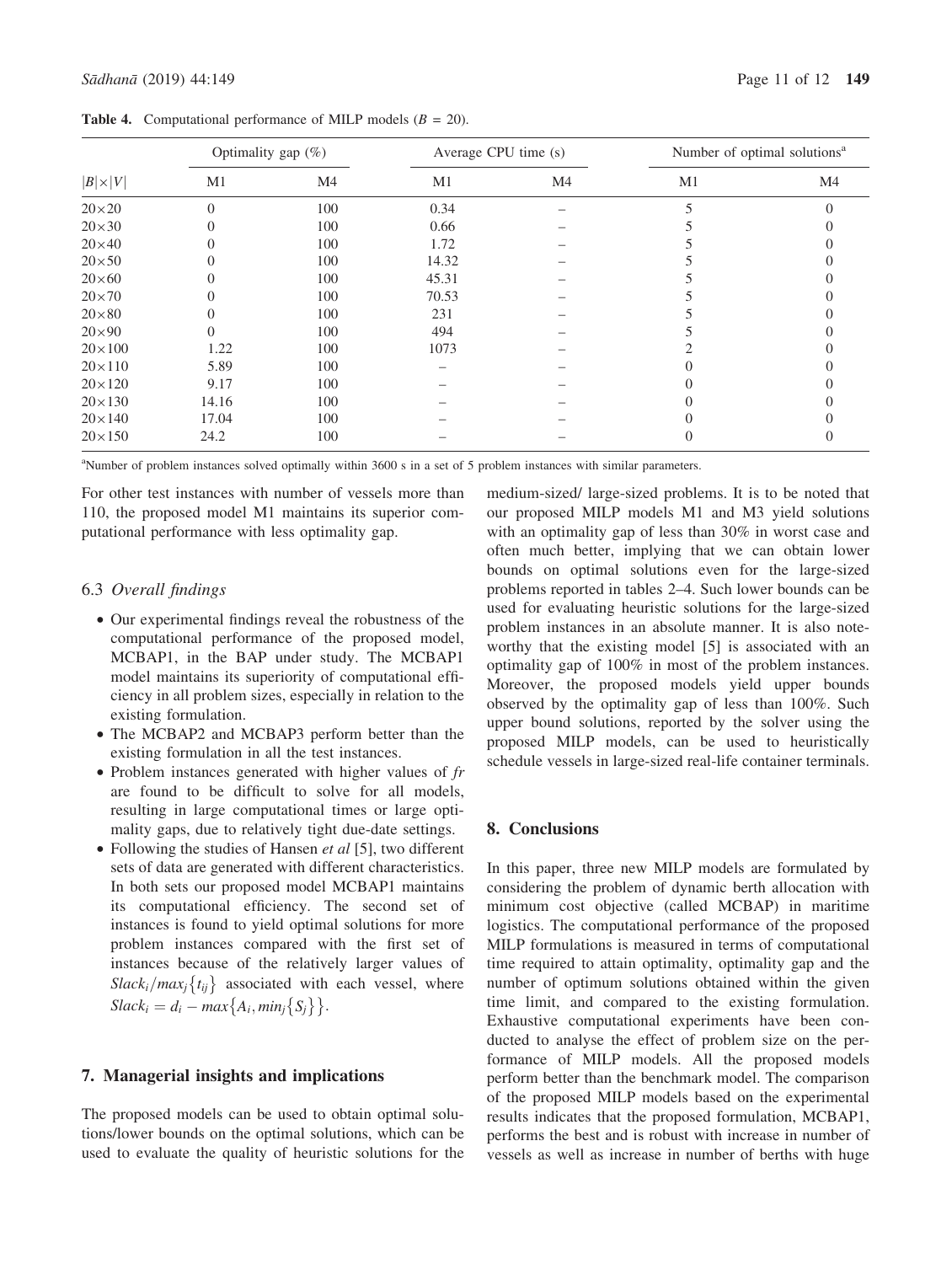**Table 4.** Computational performance of MILP models ($B$ = 20).

| $\|B\|\times\|V\|$ | Optimality gap (%) | | Average CPU time (s) | | Number of optimal solutions[a] | |
|---|---|---|---|---|---|---|
| | M1 | M4 | M1 | M4 | M1 | M4 |
| 20×20 | 0 | 100 | 0.34 | – | 5 | 0 |
| 20×30 | 0 | 100 | 0.66 | – | 5 | 0 |
| 20×40 | 0 | 100 | 1.72 | – | 5 | 0 |
| 20×50 | 0 | 100 | 14.32 | – | 5 | 0 |
| 20×60 | 0 | 100 | 45.31 | – | 5 | 0 |
| 20×70 | 0 | 100 | 70.53 | – | 5 | 0 |
| 20×80 | 0 | 100 | 231 | – | 5 | 0 |
| 20×90 | 0 | 100 | 494 | – | 5 | 0 |
| 20×100 | 1.22 | 100 | 1073 | – | 2 | 0 |
| 20×110 | 5.89 | 100 | – | – | 0 | 0 |
| 20×120 | 9.17 | 100 | – | – | 0 | 0 |
| 20×130 | 14.16 | 100 | – | – | 0 | 0 |
| 20×140 | 17.04 | 100 | – | – | 0 | 0 |
| 20×150 | 24.2 | 100 | – | – | 0 | 0 |

[a]Number of problem instances solved optimally within 3600 s in a set of 5 problem instances with similar parameters.

For other test instances with number of vessels more than 110, the proposed model M1 maintains its superior computational performance with less optimality gap.

### 6.3 *Overall findings*

- Our experimental findings reveal the robustness of the computational performance of the proposed model, MCBAP1, in the BAP under study. The MCBAP1 model maintains its superiority of computational efficiency in all problem sizes, especially in relation to the existing formulation.
- The MCBAP2 and MCBAP3 perform better than the existing formulation in all the test instances.
- Problem instances generated with higher values of *fr* are found to be difficult to solve for all models, resulting in large computational times or large optimality gaps, due to relatively tight due-date settings.
- Following the studies of Hansen *et al* [5], two different sets of data are generated with different characteristics. In both sets our proposed model MCBAP1 maintains its computational efficiency. The second set of instances is found to yield optimal solutions for more problem instances compared with the first set of instances because of the relatively larger values of $Slack_i/max_j\{t_{ij}\}$ associated with each vessel, where $Slack_i = d_i - max\{A_i, min_j\{S_j\}\}$.

## 7. Managerial insights and implications

The proposed models can be used to obtain optimal solutions/lower bounds on the optimal solutions, which can be used to evaluate the quality of heuristic solutions for the medium-sized/ large-sized problems. It is to be noted that our proposed MILP models M1 and M3 yield solutions with an optimality gap of less than 30% in worst case and often much better, implying that we can obtain lower bounds on optimal solutions even for the large-sized problems reported in tables 2–4. Such lower bounds can be used for evaluating heuristic solutions for the large-sized problem instances in an absolute manner. It is also noteworthy that the existing model [5] is associated with an optimality gap of 100% in most of the problem instances. Moreover, the proposed models yield upper bounds observed by the optimality gap of less than 100%. Such upper bound solutions, reported by the solver using the proposed MILP models, can be used to heuristically schedule vessels in large-sized real-life container terminals.

## 8. Conclusions

In this paper, three new MILP models are formulated by considering the problem of dynamic berth allocation with minimum cost objective (called MCBAP) in maritime logistics. The computational performance of the proposed MILP formulations is measured in terms of computational time required to attain optimality, optimality gap and the number of optimum solutions obtained within the given time limit, and compared to the existing formulation. Exhaustive computational experiments have been conducted to analyse the effect of problem size on the performance of MILP models. All the proposed models perform better than the benchmark model. The comparison of the proposed MILP models based on the experimental results indicates that the proposed formulation, MCBAP1, performs the best and is robust with increase in number of vessels as well as increase in number of berths with huge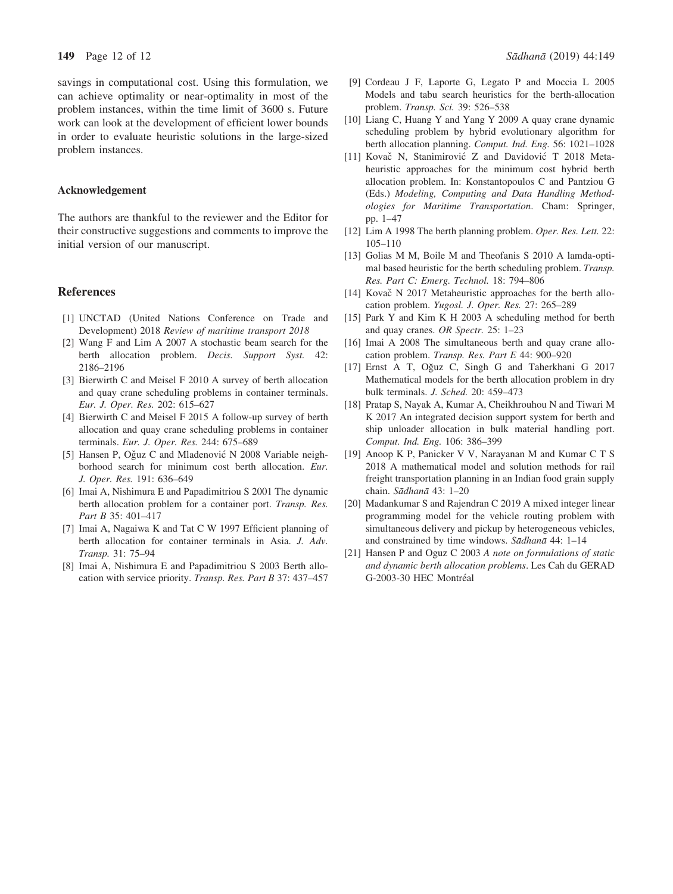savings in computational cost. Using this formulation, we can achieve optimality or near-optimality in most of the problem instances, within the time limit of 3600 s. Future work can look at the development of efficient lower bounds in order to evaluate heuristic solutions in the large-sized problem instances.

### Acknowledgement

The authors are thankful to the reviewer and the Editor for their constructive suggestions and comments to improve the initial version of our manuscript.

## References

[1] UNCTAD (United Nations Conference on Trade and Development) 2018 *Review of maritime transport 2018*

[2] Wang F and Lim A 2007 A stochastic beam search for the berth allocation problem. *Decis. Support Syst.* 42: 2186–2196

[3] Bierwirth C and Meisel F 2010 A survey of berth allocation and quay crane scheduling problems in container terminals. *Eur. J. Oper. Res.* 202: 615–627

[4] Bierwirth C and Meisel F 2015 A follow-up survey of berth allocation and quay crane scheduling problems in container terminals. *Eur. J. Oper. Res.* 244: 675–689

[5] Hansen P, Oğuz C and Mladenović N 2008 Variable neighborhood search for minimum cost berth allocation. *Eur. J. Oper. Res.* 191: 636–649

[6] Imai A, Nishimura E and Papadimitriou S 2001 The dynamic berth allocation problem for a container port. *Transp. Res. Part B* 35: 401–417

[7] Imai A, Nagaiwa K and Tat C W 1997 Efficient planning of berth allocation for container terminals in Asia. *J. Adv. Transp.* 31: 75–94

[8] Imai A, Nishimura E and Papadimitriou S 2003 Berth allocation with service priority. *Transp. Res. Part B* 37: 437–457

[9] Cordeau J F, Laporte G, Legato P and Moccia L 2005 Models and tabu search heuristics for the berth-allocation problem. *Transp. Sci.* 39: 526–538

[10] Liang C, Huang Y and Yang Y 2009 A quay crane dynamic scheduling problem by hybrid evolutionary algorithm for berth allocation planning. *Comput. Ind. Eng.* 56: 1021–1028

[11] Kovač N, Stanimirović Z and Davidović T 2018 Metaheuristic approaches for the minimum cost hybrid berth allocation problem. In: Konstantopoulos C and Pantziou G (Eds.) *Modeling, Computing and Data Handling Methodologies for Maritime Transportation*. Cham: Springer, pp. 1–47

[12] Lim A 1998 The berth planning problem. *Oper. Res. Lett.* 22: 105–110

[13] Golias M M, Boile M and Theofanis S 2010 A lamda-optimal based heuristic for the berth scheduling problem. *Transp. Res. Part C: Emerg. Technol.* 18: 794–806

[14] Kovač N 2017 Metaheuristic approaches for the berth allocation problem. *Yugosl. J. Oper. Res.* 27: 265–289

[15] Park Y and Kim K H 2003 A scheduling method for berth and quay cranes. *OR Spectr.* 25: 1–23

[16] Imai A 2008 The simultaneous berth and quay crane allocation problem. *Transp. Res. Part E* 44: 900–920

[17] Ernst A T, Oğuz C, Singh G and Taherkhani G 2017 Mathematical models for the berth allocation problem in dry bulk terminals. *J. Sched.* 20: 459–473

[18] Pratap S, Nayak A, Kumar A, Cheikhrouhou N and Tiwari M K 2017 An integrated decision support system for berth and ship unloader allocation in bulk material handling port. *Comput. Ind. Eng.* 106: 386–399

[19] Anoop K P, Panicker V V, Narayanan M and Kumar C T S 2018 A mathematical model and solution methods for rail freight transportation planning in an Indian food grain supply chain. *Sādhanā* 43: 1–20

[20] Madankumar S and Rajendran C 2019 A mixed integer linear programming model for the vehicle routing problem with simultaneous delivery and pickup by heterogeneous vehicles, and constrained by time windows. *Sādhanā* 44: 1–14

[21] Hansen P and Oguz C 2003 *A note on formulations of static and dynamic berth allocation problems*. Les Cah du GERAD G-2003-30 HEC Montréal